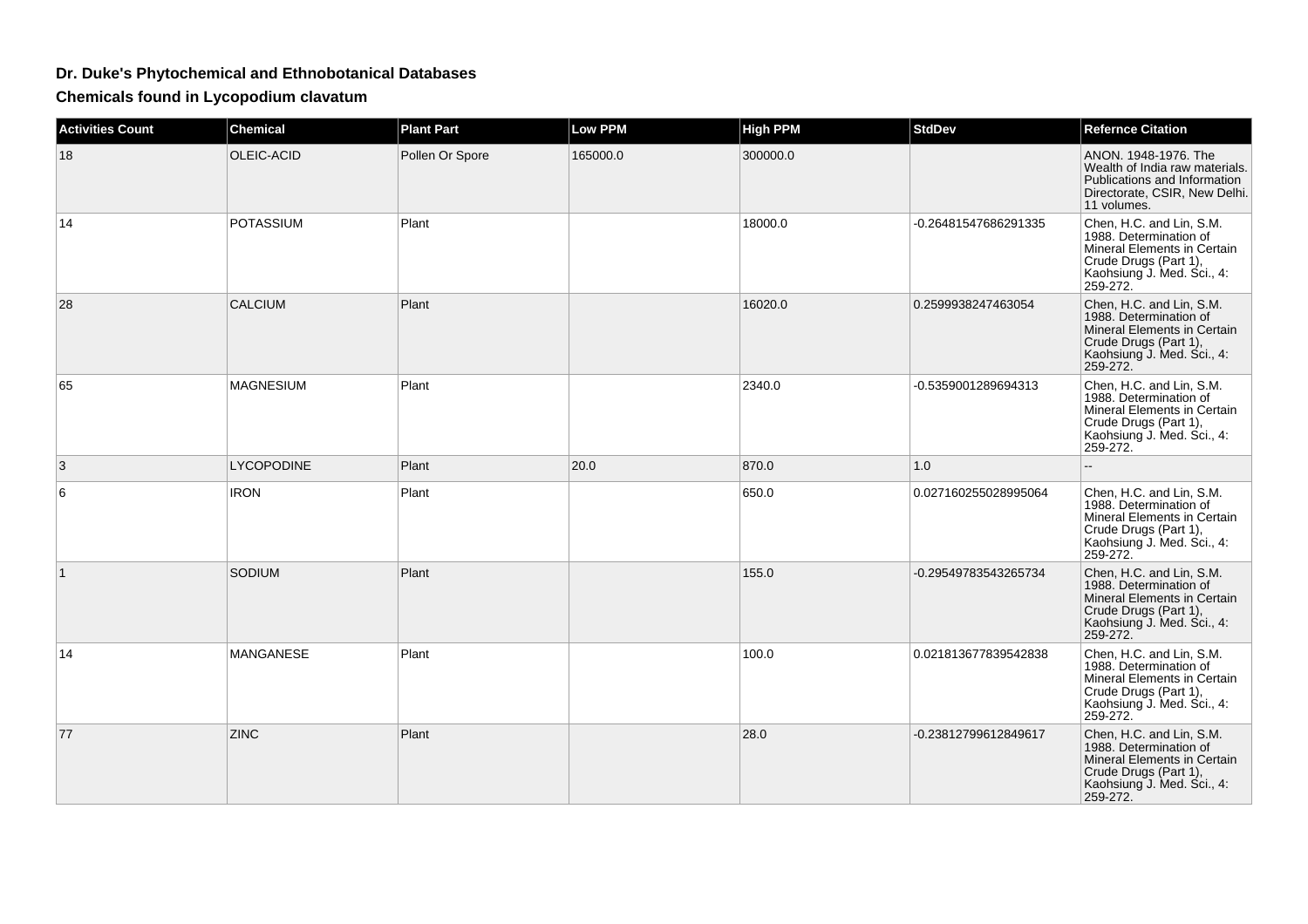# Dr. Duke's Phytochemical and Ethnobotanical Databases

## Chemicals found in Lycopodium clavatum

| Activities Count | Chemical | Plant Part | Low PPM | High PPM | StdDev | Refernce Citation |
|---|---|---|---|---|---|---|
| 18 | OLEIC-ACID | Pollen Or Spore | 165000.0 | 300000.0 | | ANON. 1948-1976. The Wealth of India raw materials. Publications and Information Directorate, CSIR, New Delhi. 11 volumes. |
| 14 | POTASSIUM | Plant | | 18000.0 | -0.26481547686291335 | Chen, H.C. and Lin, S.M. 1988. Determination of Mineral Elements in Certain Crude Drugs (Part 1), Kaohsiung J. Med. Sci., 4: 259-272. |
| 28 | CALCIUM | Plant | | 16020.0 | 0.2599938247463054 | Chen, H.C. and Lin, S.M. 1988. Determination of Mineral Elements in Certain Crude Drugs (Part 1), Kaohsiung J. Med. Sci., 4: 259-272. |
| 65 | MAGNESIUM | Plant | | 2340.0 | -0.5359001289694313 | Chen, H.C. and Lin, S.M. 1988. Determination of Mineral Elements in Certain Crude Drugs (Part 1), Kaohsiung J. Med. Sci., 4: 259-272. |
| 3 | LYCOPODINE | Plant | 20.0 | 870.0 | 1.0 | -- |
| 6 | IRON | Plant | | 650.0 | 0.027160255028995064 | Chen, H.C. and Lin, S.M. 1988. Determination of Mineral Elements in Certain Crude Drugs (Part 1), Kaohsiung J. Med. Sci., 4: 259-272. |
| 1 | SODIUM | Plant | | 155.0 | -0.29549783543265734 | Chen, H.C. and Lin, S.M. 1988. Determination of Mineral Elements in Certain Crude Drugs (Part 1), Kaohsiung J. Med. Sci., 4: 259-272. |
| 14 | MANGANESE | Plant | | 100.0 | 0.021813677839542838 | Chen, H.C. and Lin, S.M. 1988. Determination of Mineral Elements in Certain Crude Drugs (Part 1), Kaohsiung J. Med. Sci., 4: 259-272. |
| 77 | ZINC | Plant | | 28.0 | -0.23812799612849617 | Chen, H.C. and Lin, S.M. 1988. Determination of Mineral Elements in Certain Crude Drugs (Part 1), Kaohsiung J. Med. Sci., 4: 259-272. |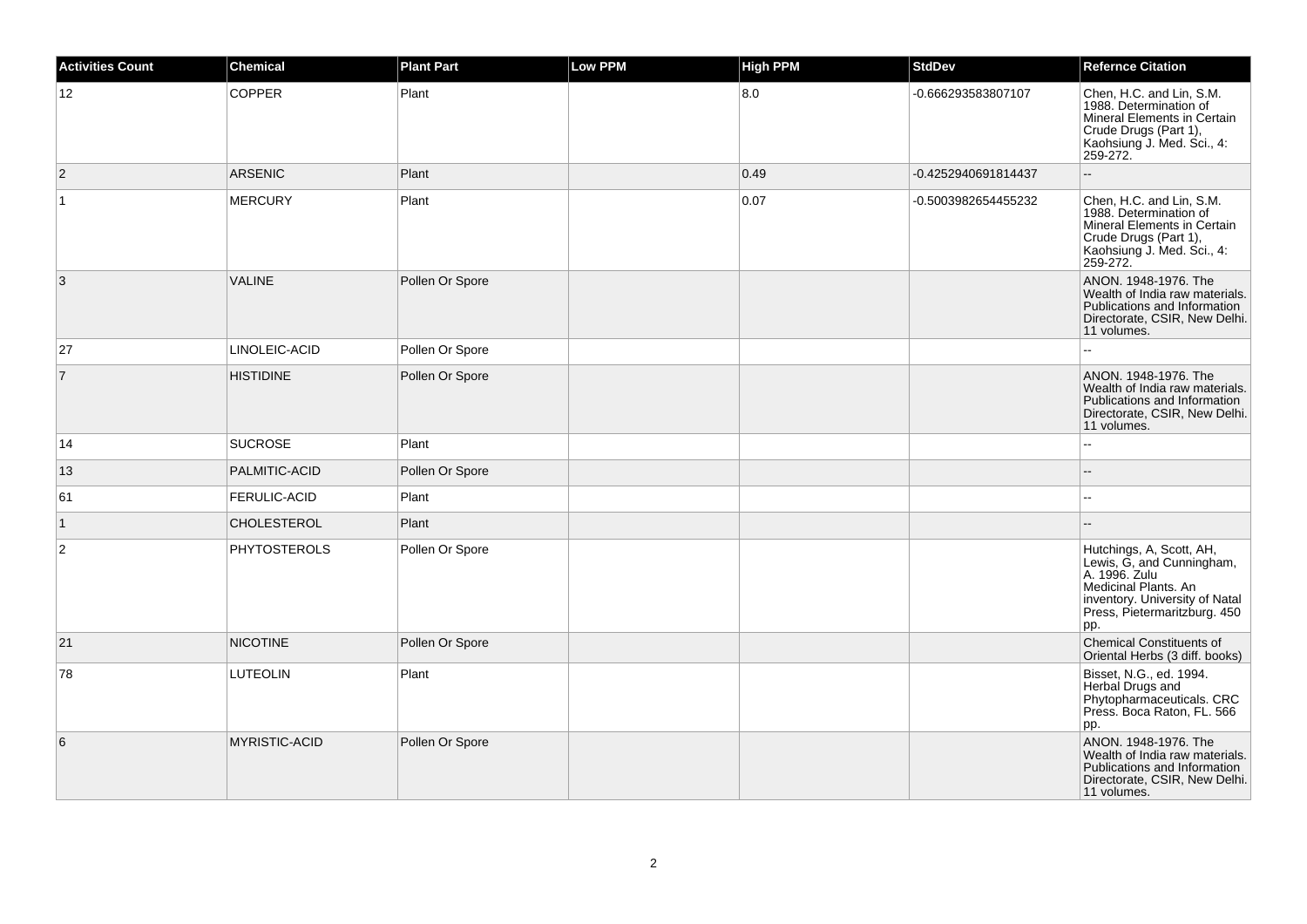| Activities Count | Chemical | Plant Part | Low PPM | High PPM | StdDev | Refernce Citation |
| --- | --- | --- | --- | --- | --- | --- |
| 12 | COPPER | Plant | | 8.0 | -0.666293583807107 | Chen, H.C. and Lin, S.M. 1988. Determination of Mineral Elements in Certain Crude Drugs (Part 1), Kaohsiung J. Med. Sci., 4: 259-272. |
| 2 | ARSENIC | Plant | | 0.49 | -0.4252940691814437 | -- |
| 1 | MERCURY | Plant | | 0.07 | -0.5003982654455232 | Chen, H.C. and Lin, S.M. 1988. Determination of Mineral Elements in Certain Crude Drugs (Part 1), Kaohsiung J. Med. Sci., 4: 259-272. |
| 3 | VALINE | Pollen Or Spore | | | | ANON. 1948-1976. The Wealth of India raw materials. Publications and Information Directorate, CSIR, New Delhi. 11 volumes. |
| 27 | LINOLEIC-ACID | Pollen Or Spore | | | | -- |
| 7 | HISTIDINE | Pollen Or Spore | | | | ANON. 1948-1976. The Wealth of India raw materials. Publications and Information Directorate, CSIR, New Delhi. 11 volumes. |
| 14 | SUCROSE | Plant | | | | -- |
| 13 | PALMITIC-ACID | Pollen Or Spore | | | | -- |
| 61 | FERULIC-ACID | Plant | | | | -- |
| 1 | CHOLESTEROL | Plant | | | | -- |
| 2 | PHYTOSTEROLS | Pollen Or Spore | | | | Hutchings, A, Scott, AH, Lewis, G, and Cunningham, A. 1996. Zulu Medicinal Plants. An inventory. University of Natal Press, Pietermaritzburg. 450 pp. |
| 21 | NICOTINE | Pollen Or Spore | | | | Chemical Constituents of Oriental Herbs (3 diff. books) |
| 78 | LUTEOLIN | Plant | | | | Bisset, N.G., ed. 1994. Herbal Drugs and Phytopharmaceuticals. CRC Press. Boca Raton, FL. 566 pp. |
| 6 | MYRISTIC-ACID | Pollen Or Spore | | | | ANON. 1948-1976. The Wealth of India raw materials. Publications and Information Directorate, CSIR, New Delhi. 11 volumes. |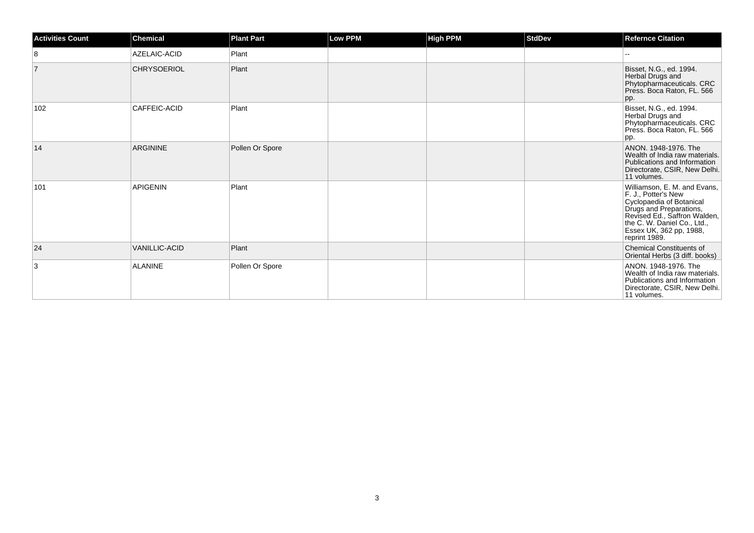| Activities Count | Chemical | Plant Part | Low PPM | High PPM | StdDev | Refernce Citation |
| --- | --- | --- | --- | --- | --- | --- |
| 8 | AZELAIC-ACID | Plant | | | | -- |
| 7 | CHRYSOERIOL | Plant | | | | Bisset, N.G., ed. 1994. Herbal Drugs and Phytopharmaceuticals. CRC Press. Boca Raton, FL. 566 pp. |
| 102 | CAFFEIC-ACID | Plant | | | | Bisset, N.G., ed. 1994. Herbal Drugs and Phytopharmaceuticals. CRC Press. Boca Raton, FL. 566 pp. |
| 14 | ARGININE | Pollen Or Spore | | | | ANON. 1948-1976. The Wealth of India raw materials. Publications and Information Directorate, CSIR, New Delhi. 11 volumes. |
| 101 | APIGENIN | Plant | | | | Williamson, E. M. and Evans, F. J., Potter's New Cyclopaedia of Botanical Drugs and Preparations, Revised Ed., Saffron Walden, the C. W. Daniel Co., Ltd., Essex UK, 362 pp, 1988, reprint 1989. |
| 24 | VANILLIC-ACID | Plant | | | | Chemical Constituents of Oriental Herbs (3 diff. books) |
| 3 | ALANINE | Pollen Or Spore | | | | ANON. 1948-1976. The Wealth of India raw materials. Publications and Information Directorate, CSIR, New Delhi. 11 volumes. |